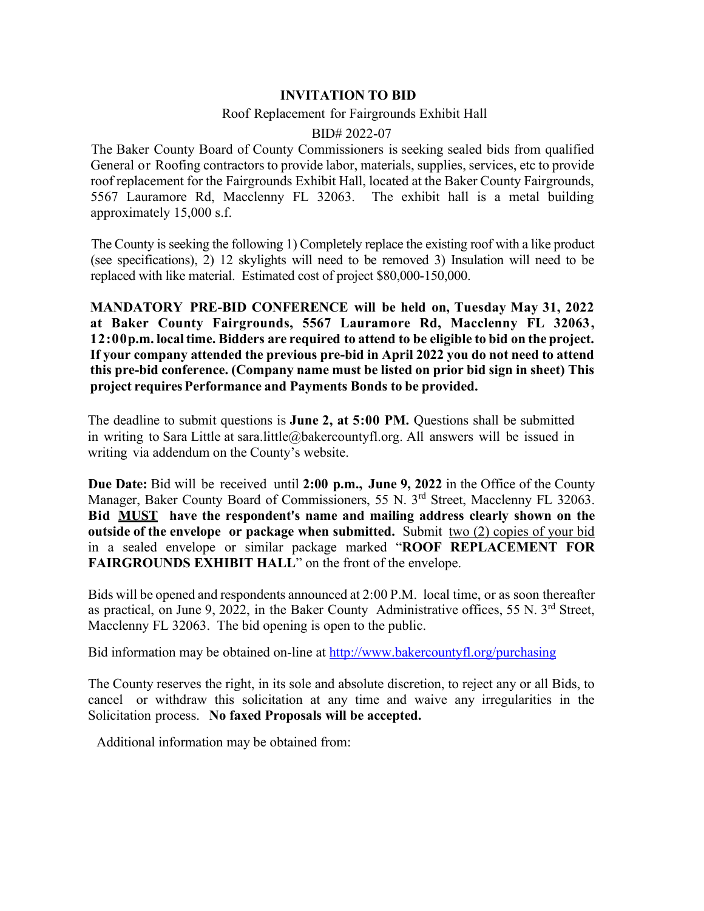# INVITATION TO BID

Roof Replacement for Fairgrounds Exhibit Hall

BID# 2022-07

The Baker County Board of County Commissioners is seeking sealed bids from qualified General or Roofing contractors to provide labor, materials, supplies, services, etc to provide roof replacement for the Fairgrounds Exhibit Hall, located at the Baker County Fairgrounds, 5567 Lauramore Rd, Macclenny FL 32063. The exhibit hall is a metal building approximately 15,000 s.f.

The County is seeking the following 1) Completely replace the existing roof with a like product (see specifications), 2) 12 skylights will need to be removed 3) Insulation will need to be replaced with like material. Estimated cost of project $80,000-150,000.

**MANDATORY PRE-BID CONFERENCE will be held on, Tuesday May 31, 2022 at Baker County Fairgrounds, 5567 Lauramore Rd, Macclenny FL 32063, 12:00p.m. local time. Bidders are required to attend to be eligible to bid on the project. If your company attended the previous pre-bid in April 2022 you do not need to attend this pre-bid conference. (Company name must be listed on prior bid sign in sheet) This project requires Performance and Payments Bonds to be provided.**

The deadline to submit questions is **June 2, at 5:00 PM.** Questions shall be submitted in writing to Sara Little at sara.little@bakercountyfl.org. All answers will be issued in writing via addendum on the County's website.

**Due Date:** Bid will be received until **2:00 p.m., June 9, 2022** in the Office of the County Manager, Baker County Board of Commissioners, 55 N. 3rd Street, Macclenny FL 32063. **Bid <u>MUST</u> have the respondent's name and mailing address clearly shown on the outside of the envelope or package when submitted.** Submit <u>two (2) copies of your bid</u> in a sealed envelope or similar package marked "**ROOF REPLACEMENT FOR FAIRGROUNDS EXHIBIT HALL**" on the front of the envelope.

Bids will be opened and respondents announced at 2:00 P.M. local time, or as soon thereafter as practical, on June 9, 2022, in the Baker County Administrative offices, 55 N. 3rd Street, Macclenny FL 32063. The bid opening is open to the public.

Bid information may be obtained on-line at http://www.bakercountyfl.org/purchasing

The County reserves the right, in its sole and absolute discretion, to reject any or all Bids, to cancel or withdraw this solicitation at any time and waive any irregularities in the Solicitation process. **No faxed Proposals will be accepted.**

Additional information may be obtained from: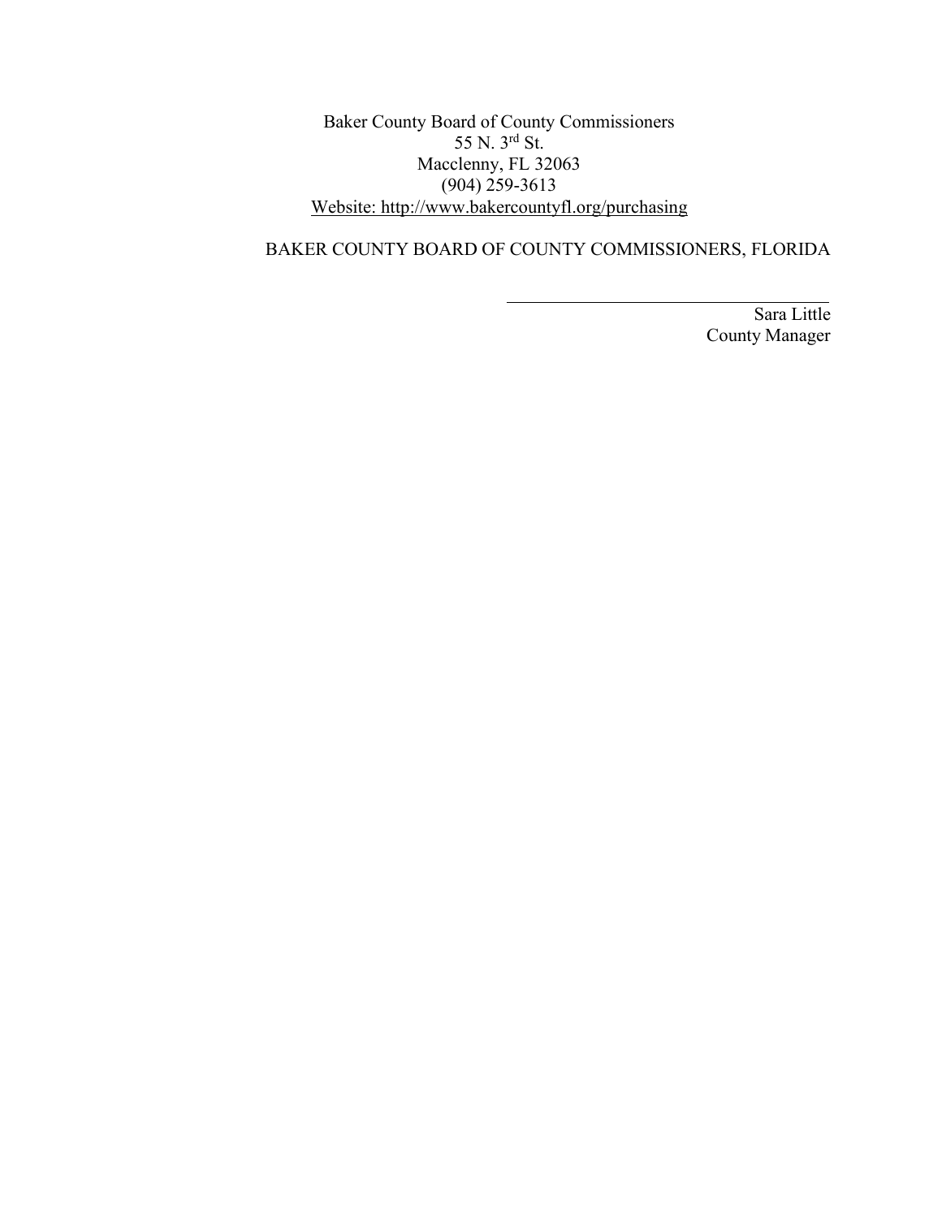Baker County Board of County Commissioners
55 N. 3rd St.
Macclenny, FL 32063
(904) 259-3613
Website: http://www.bakercountyfl.org/purchasing

BAKER COUNTY BOARD OF COUNTY COMMISSIONERS, FLORIDA

\_\_\_\_\_\_\_\_\_\_\_\_\_\_\_\_\_\_\_\_\_\_\_\_\_\_\_\_\_\_\_\_\_\_\_\_

Sara Little
County Manager